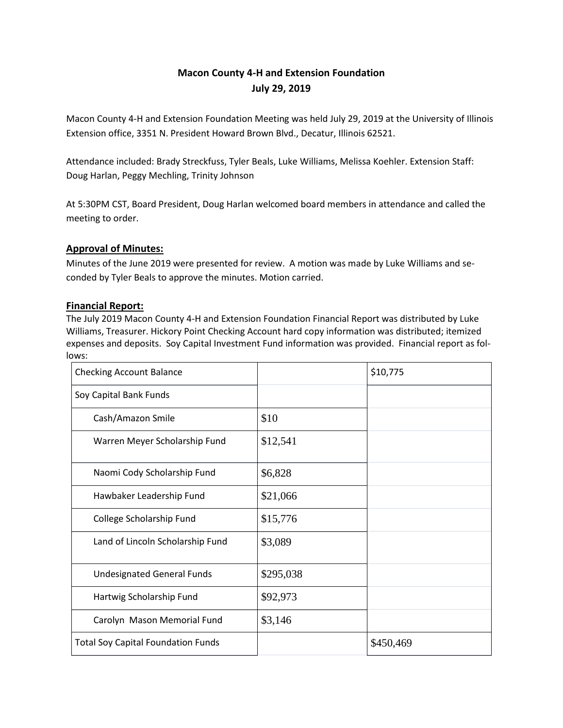# Macon County 4-H and Extension Foundation

## July 29, 2019

Macon County 4-H and Extension Foundation Meeting was held July 29, 2019 at the University of Illinois Extension office, 3351 N. President Howard Brown Blvd., Decatur, Illinois 62521.

Attendance included: Brady Streckfuss, Tyler Beals, Luke Williams, Melissa Koehler. Extension Staff: Doug Harlan, Peggy Mechling, Trinity Johnson

At 5:30PM CST, Board President, Doug Harlan welcomed board members in attendance and called the meeting to order.

### Approval of Minutes:

Minutes of the June 2019 were presented for review. A motion was made by Luke Williams and seconded by Tyler Beals to approve the minutes. Motion carried.

### Financial Report:

The July 2019 Macon County 4-H and Extension Foundation Financial Report was distributed by Luke Williams, Treasurer. Hickory Point Checking Account hard copy information was distributed; itemized expenses and deposits. Soy Capital Investment Fund information was provided. Financial report as follows:

| | | |
|---|---|---|
| Checking Account Balance | | $10,775 |
| Soy Capital Bank Funds | | |
| Cash/Amazon Smile | $10 | |
| Warren Meyer Scholarship Fund | $12,541 | |
| Naomi Cody Scholarship Fund | $6,828 | |
| Hawbaker Leadership Fund | $21,066 | |
| College Scholarship Fund | $15,776 | |
| Land of Lincoln Scholarship Fund | $3,089 | |
| Undesignated General Funds | $295,038 | |
| Hartwig Scholarship Fund | $92,973 | |
| Carolyn Mason Memorial Fund | $3,146 | |
| Total Soy Capital Foundation Funds | | $450,469 |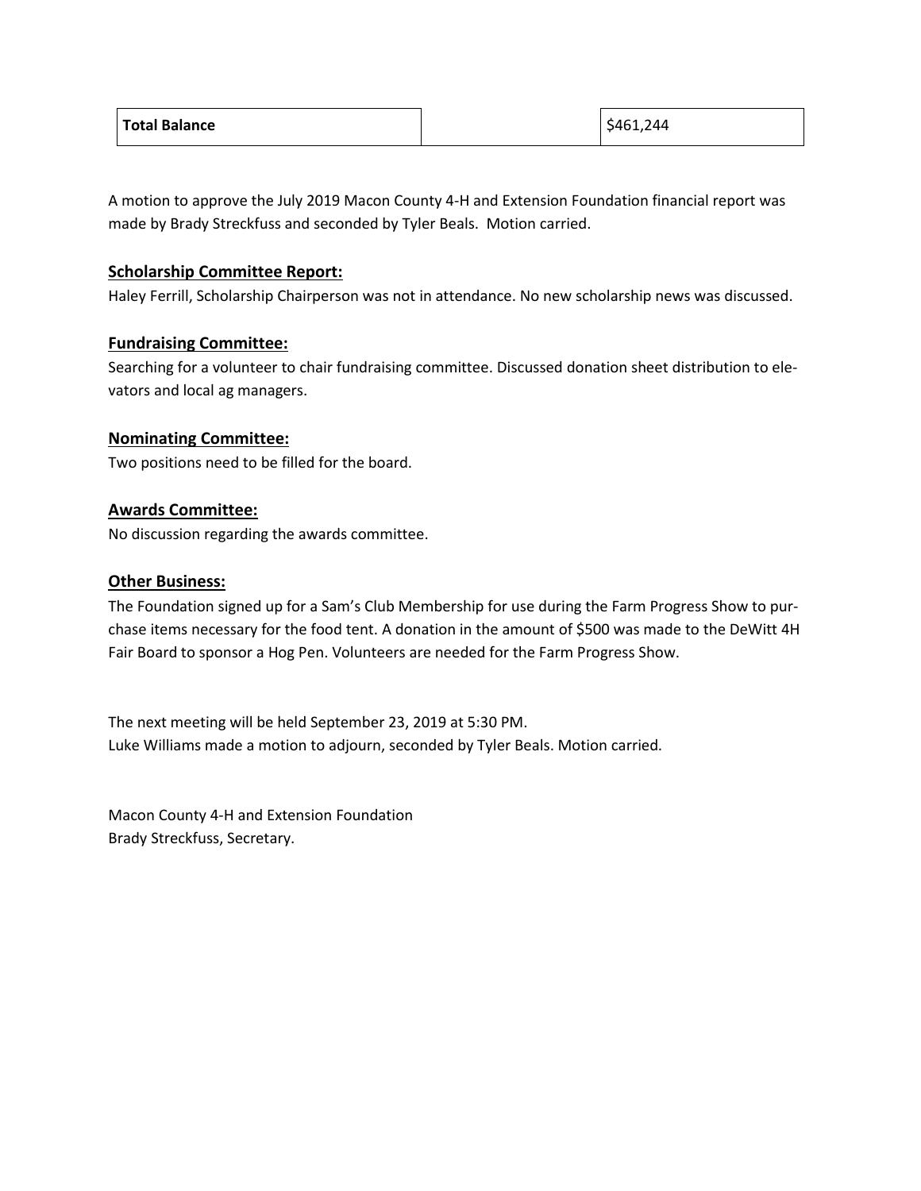| | | |
|---|---|---|
| **Total Balance** | | $461,244 |

A motion to approve the July 2019 Macon County 4-H and Extension Foundation financial report was made by Brady Streckfuss and seconded by Tyler Beals. Motion carried.

## Scholarship Committee Report:

Haley Ferrill, Scholarship Chairperson was not in attendance. No new scholarship news was discussed.

## Fundraising Committee:

Searching for a volunteer to chair fundraising committee. Discussed donation sheet distribution to elevators and local ag managers.

## Nominating Committee:

Two positions need to be filled for the board.

## Awards Committee:

No discussion regarding the awards committee.

## Other Business:

The Foundation signed up for a Sam's Club Membership for use during the Farm Progress Show to purchase items necessary for the food tent. A donation in the amount of $500 was made to the DeWitt 4H Fair Board to sponsor a Hog Pen. Volunteers are needed for the Farm Progress Show.

The next meeting will be held September 23, 2019 at 5:30 PM.
Luke Williams made a motion to adjourn, seconded by Tyler Beals. Motion carried.

Macon County 4-H and Extension Foundation
Brady Streckfuss, Secretary.